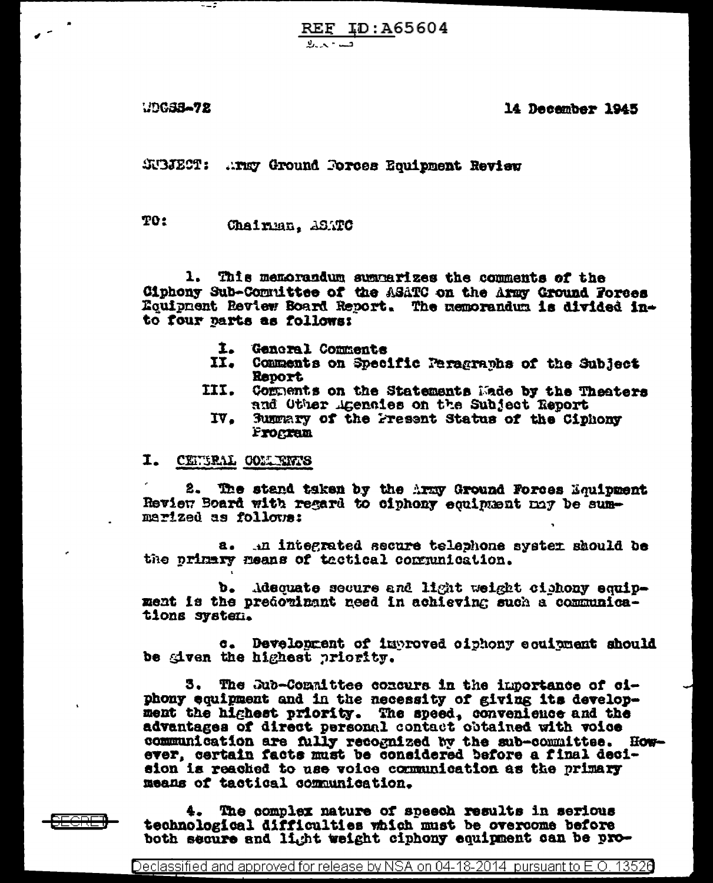REF ID:A65604

WDGSS-72

14 December 1945

SUBJECT: Army Ground Forces Equipment Review

TO: Chairman, ASATC

1. This memorandum summarizes the comments of the Ciphony Sub-Committee of the ASATC on the Army Ground Forces Equipment Review Board Report. The memorandum is divided into four parts as follows:

I. General Comments
II. Comments on Specific Paragraphs of the Subject Report
III. Comments on the Statements Made by the Theaters and Other Agencies on the Subject Report
IV. Summary of the Present Status of the Ciphony Program

## I. GENERAL COMMENTS

2. The stand taken by the Army Ground Forces Equipment Review Board with regard to ciphony equipment may be summarized as follows:

a. An integrated secure telephone system should be the primary means of tactical communication.

b. Adequate secure and light weight ciphony equipment is the predominant need in achieving such a communications system.

c. Development of improved ciphony equipment should be given the highest priority.

3. The Sub-Committee concurs in the importance of ciphony equipment and in the necessity of giving its development the highest priority. The speed, convenience and the advantages of direct personal contact obtained with voice communication are fully recognized by the sub-committee. However, certain facts must be considered before a final decision is reached to use voice communication as the primary means of tactical communication.

4. The complex nature of speech results in serious technological difficulties which must be overcome before both secure and light weight ciphony equipment can be pro-

SECRET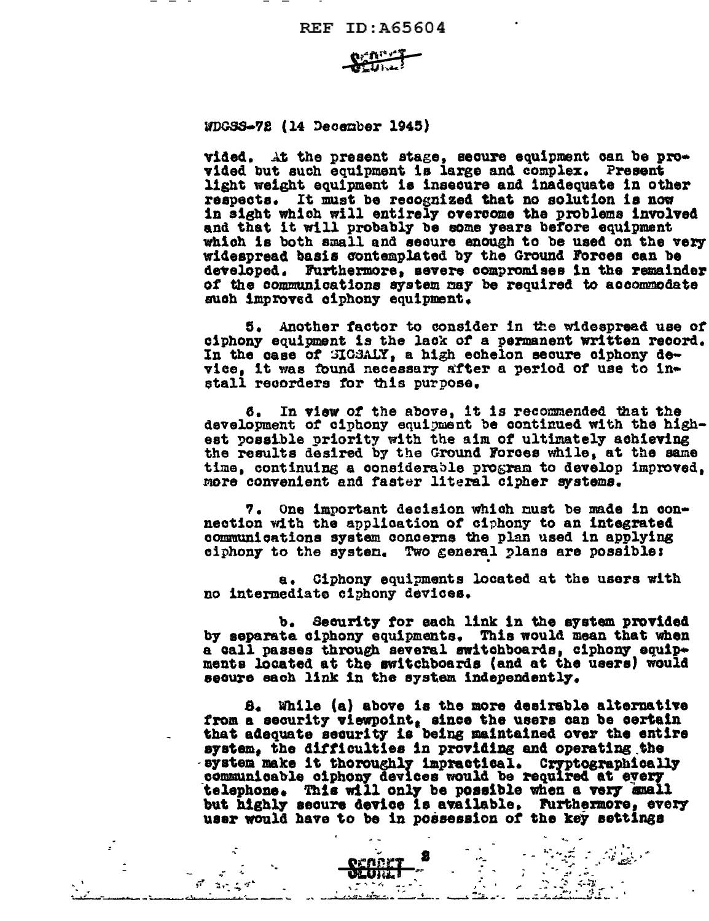WDGSS-72 (14 December 1945)

vided. At the present stage, secure equipment can be provided but such equipment is large and complex. Present light weight equipment is insecure and inadequate in other respects. It must be recognized that no solution is now in sight which will entirely overcome the problems involved and that it will probably be some years before equipment which is both small and secure enough to be used on the very widespread basis contemplated by the Ground Forces can be developed. Furthermore, severe compromises in the remainder of the communications system may be required to accommodate such improved ciphony equipment.

5. Another factor to consider in the widespread use of ciphony equipment is the lack of a permanent written record. In the case of SIGSALY, a high echelon secure ciphony device, it was found necessary after a period of use to install recorders for this purpose.

6. In view of the above, it is recommended that the development of ciphony equipment be continued with the highest possible priority with the aim of ultimately achieving the results desired by the Ground Forces while, at the same time, continuing a considerable program to develop improved, more convenient and faster literal cipher systems.

7. One important decision which must be made in connection with the application of ciphony to an integrated communications system concerns the plan used in applying ciphony to the system. Two general plans are possible:

a. Ciphony equipments located at the users with no intermediate ciphony devices.

b. Security for each link in the system provided by separate ciphony equipments. This would mean that when a call passes through several switchboards, ciphony equipments located at the switchboards (and at the users) would secure each link in the system independently.

8. While (a) above is the more desirable alternative from a security viewpoint, since the users can be certain that adequate security is being maintained over the entire system, the difficulties in providing and operating the system make it thoroughly impractical. Cryptographically communicable ciphony devices would be required at every telephone. This will only be possible when a very small but highly secure device is available. Furthermore, every user would have to be in possession of the key settings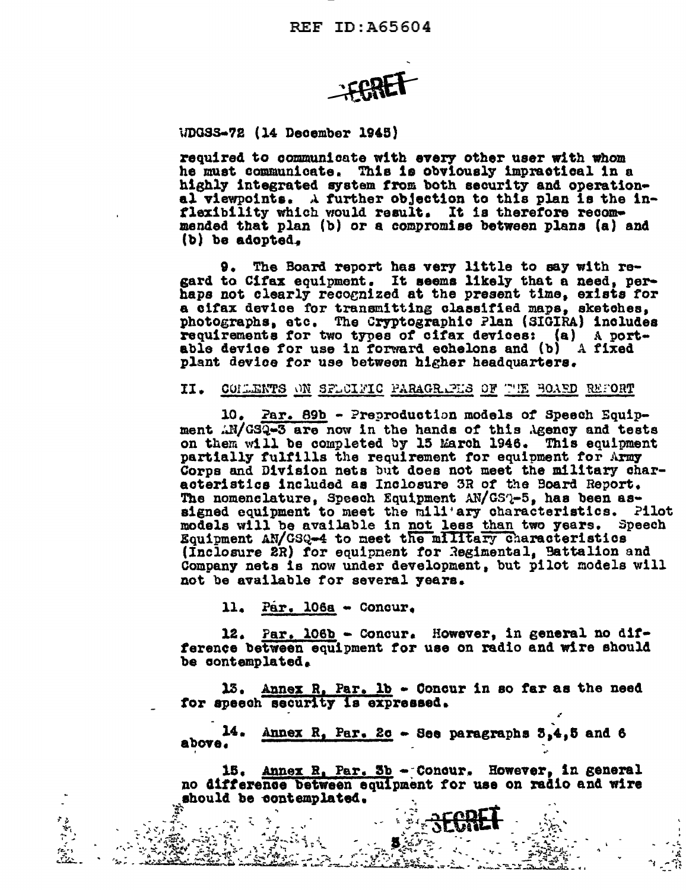SECRET

WDGSS-72 (14 December 1945)

required to communicate with every other user with whom he must communicate. This is obviously impractical in a highly integrated system from both security and operational viewpoints. A further objection to this plan is the inflexibility which would result. It is therefore recommended that plan (b) or a compromise between plans (a) and (b) be adopted.

9. The Board report has very little to say with regard to Cifax equipment. It seems likely that a need, perhaps not clearly recognized at the present time, exists for a cifax device for transmitting classified maps, sketches, photographs, etc. The Cryptographic Plan (SIGIRA) includes requirements for two types of cifax devices: (a) A portable device for use in forward echelons and (b) A fixed plant device for use between higher headquarters.

II. COMMENTS ON SPECIFIC PARAGRAPHS OF THE BOARD REPORT

10. Par. 89b - Preproduction models of Speech Equipment AN/GSQ-3 are now in the hands of this Agency and tests on them will be completed by 15 March 1946. This equipment partially fulfills the requirement for equipment for Army Corps and Division nets but does not meet the military characteristics included as Inclosure 3R of the Board Report. The nomenclature, Speech Equipment AN/GSQ-5, has been assigned equipment to meet the military characteristics. Pilot models will be available in not less than two years. Speech Equipment AN/GSQ-4 to meet the military characteristics (Inclosure 2R) for equipment for Regimental, Battalion and Company nets is now under development, but pilot models will not be available for several years.

11. Par. 106a - Concur.

12. Par. 106b - Concur. However, in general no difference between equipment for use on radio and wire should be contemplated.

13. Annex R, Par. 1b - Concur in so far as the need for speech security is expressed.

14. Annex R, Par. 2c - See paragraphs 3,4,5 and 6 above.

15. Annex R, Par. 3b - Concur. However, in general no difference between equipment for use on radio and wire should be contemplated.

SECRET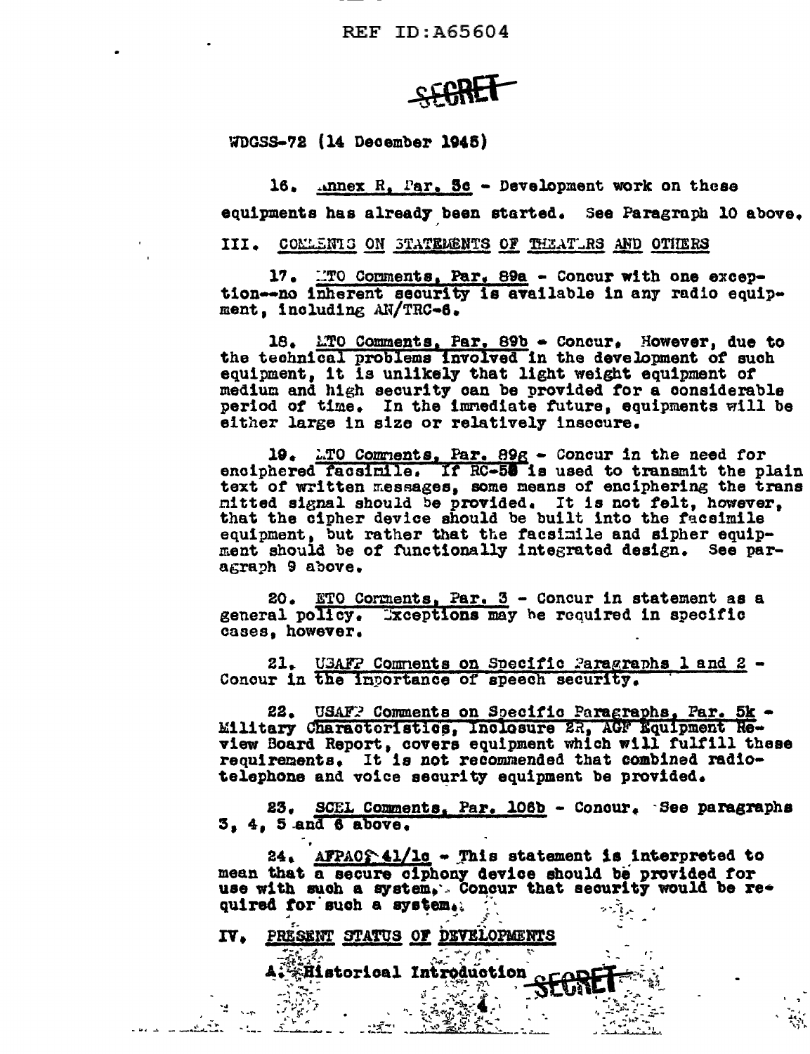REF ID:A65604

SECRET

WDGSS-72 (14 December 1945)

16. Annex R, Par. 5c - Development work on these equipments has already been started. See Paragraph 10 above.

III. COMMENTS ON STATEMENTS OF THEATERS AND OTHERS

17. MTO Comments, Par. 89a - Concur with one exception--no inherent security is available in any radio equipment, including AN/TRC-6.

18. MTO Comments, Par. 89b - Concur. However, due to the technical problems involved in the development of such equipment, it is unlikely that light weight equipment of medium and high security can be provided for a considerable period of time. In the immediate future, equipments will be either large in size or relatively insecure.

19. MTO Comments, Par. 89g - Concur in the need for enciphered facsimile. If RC-58 is used to transmit the plain text of written messages, some means of enciphering the transmitted signal should be provided. It is not felt, however, that the cipher device should be built into the facsimile equipment, but rather that the facsimile and sipher equipment should be of functionally integrated design. See paragraph 9 above.

20. ETO Comments, Par. 3 - Concur in statement as a general policy. Exceptions may be required in specific cases, however.

21. USAFP Comments on Specific Paragraphs 1 and 2 - Concur in the importance of speech security.

22. USAFP Comments on Specific Paragraphs, Par. 5k - Military Characteristics, Inclosure 2R, AGF Equipment Review Board Report, covers equipment which will fulfill these requirements. It is not recommended that combined radiotelephone and voice security equipment be provided.

23. SCEL Comments, Par. 106b - Concur. See paragraphs 3, 4, 5 and 6 above.

24. AFPAC 41/1c - This statement is interpreted to mean that a secure ciphony device should be provided for use with such a system. Concur that security would be required for such a system.

IV. PRESENT STATUS OF DEVELOPMENTS

A. Historical Introduction

SECRET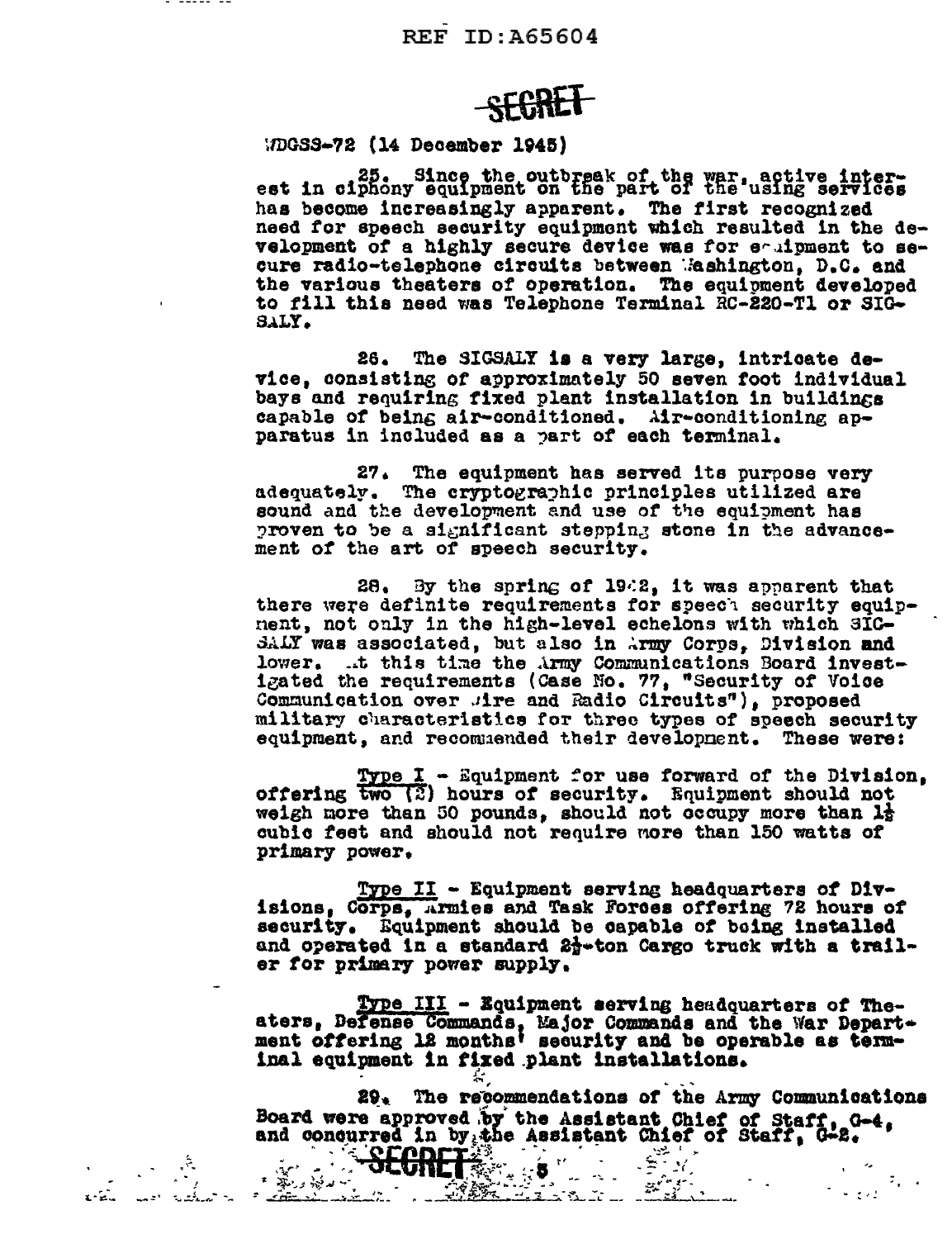SECRET

WDGSS-72 (14 December 1945)

25. Since the outbreak of the war, active interest in ciphony equipment on the part of the using services has become increasingly apparent. The first recognized need for speech security equipment which resulted in the development of a highly secure device was for equipment to secure radio-telephone circuits between Washington, D.C. and the various theaters of operation. The equipment developed to fill this need was Telephone Terminal RC-220-T1 or SIGSALY.

26. The SIGSALY is a very large, intricate device, consisting of approximately 50 seven foot individual bays and requiring fixed plant installation in buildings capable of being air-conditioned. Air-conditioning apparatus in included as a part of each terminal.

27. The equipment has served its purpose very adequately. The cryptographic principles utilized are sound and the development and use of the equipment has proven to be a significant stepping stone in the advancement of the art of speech security.

28. By the spring of 1942, it was apparent that there were definite requirements for speech security equipment, not only in the high-level echelons with which SIGSALY was associated, but also in Army Corps, Division and lower. At this time the Army Communications Board investigated the requirements (Case No. 77, "Security of Voice Communication over Wire and Radio Circuits"), proposed military characteristics for three types of speech security equipment, and recommended their development. These were:

Type I - Equipment for use forward of the Division, offering two (2) hours of security. Equipment should not weigh more than 50 pounds, should not occupy more than 1½ cubic feet and should not require more than 150 watts of primary power.

Type II - Equipment serving headquarters of Divisions, Corps, Armies and Task Forces offering 72 hours of security. Equipment should be capable of being installed and operated in a standard 2½-ton Cargo truck with a trailer for primary power supply.

Type III - Equipment serving headquarters of Theaters, Defense Commands, Major Commands and the War Department offering 12 months' security and be operable as terminal equipment in fixed plant installations.

29. The recommendations of the Army Communications Board were approved by the Assistant Chief of Staff, G-4, and concurred in by the Assistant Chief of Staff, G-2.

SECRET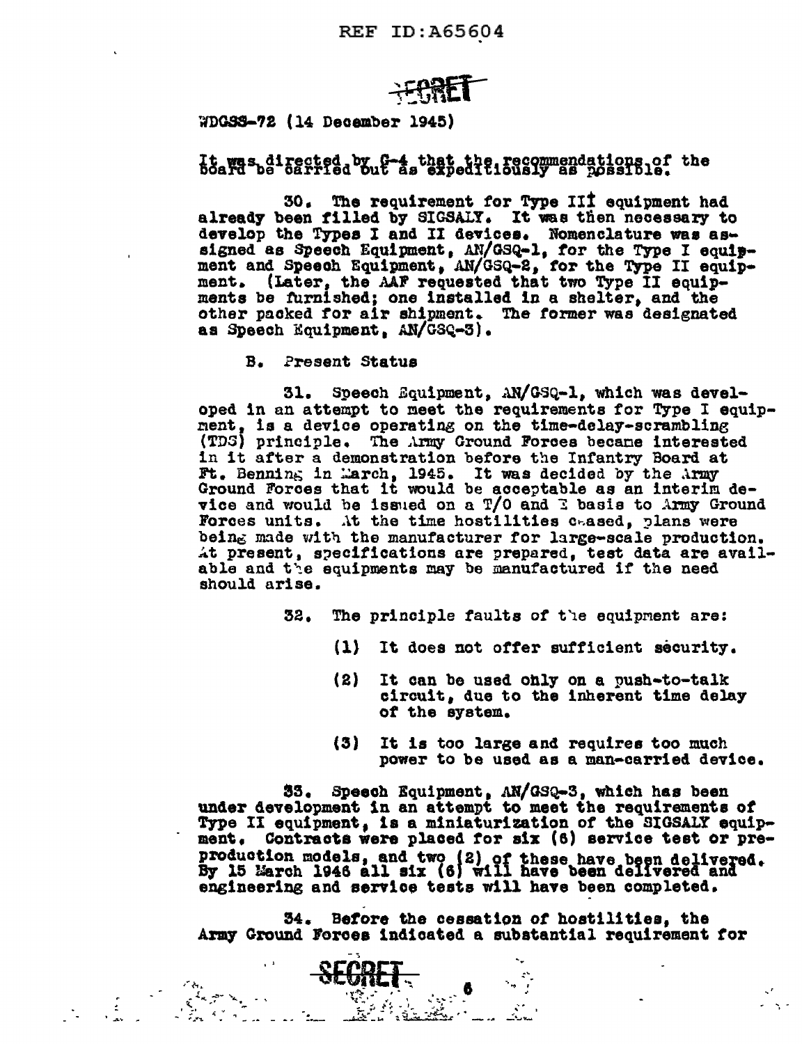SECRET

WDGSS-72 (14 December 1945)

It was directed by G-4 that the recommendations of the board be carried out as expeditiously as possible.

30. The requirement for Type III equipment had already been filled by SIGSALY. It was then necessary to develop the Types I and II devices. Nomenclature was assigned as Speech Equipment, AN/GSQ-1, for the Type I equipment and Speech Equipment, AN/GSQ-2, for the Type II equipment. (Later, the AAF requested that two Type II equipments be furnished; one installed in a shelter, and the other packed for air shipment. The former was designated as Speech Equipment, AN/GSQ-3).

B. Present Status

31. Speech Equipment, AN/GSQ-1, which was developed in an attempt to meet the requirements for Type I equipment, is a device operating on the time-delay-scrambling (TDS) principle. The Army Ground Forces became interested in it after a demonstration before the Infantry Board at Ft. Benning in March, 1945. It was decided by the Army Ground Forces that it would be acceptable as an interim device and would be issued on a T/O and E basis to Army Ground Forces units. At the time hostilities ceased, plans were being made with the manufacturer for large-scale production. At present, specifications are prepared, test data are available and the equipments may be manufactured if the need should arise.

32. The principle faults of the equipment are:

(1) It does not offer sufficient security.

(2) It can be used only on a push-to-talk circuit, due to the inherent time delay of the system.

(3) It is too large and requires too much power to be used as a man-carried device.

33. Speech Equipment, AN/GSQ-3, which has been under development in an attempt to meet the requirements of Type II equipment, is a miniaturization of the SIGSALY equipment. Contracts were placed for six (6) service test or pre-production models, and two (2) of these have been delivered. By 15 March 1946 all six (6) will have been delivered and engineering and service tests will have been completed.

34. Before the cessation of hostilities, the Army Ground Forces indicated a substantial requirement for

SECRET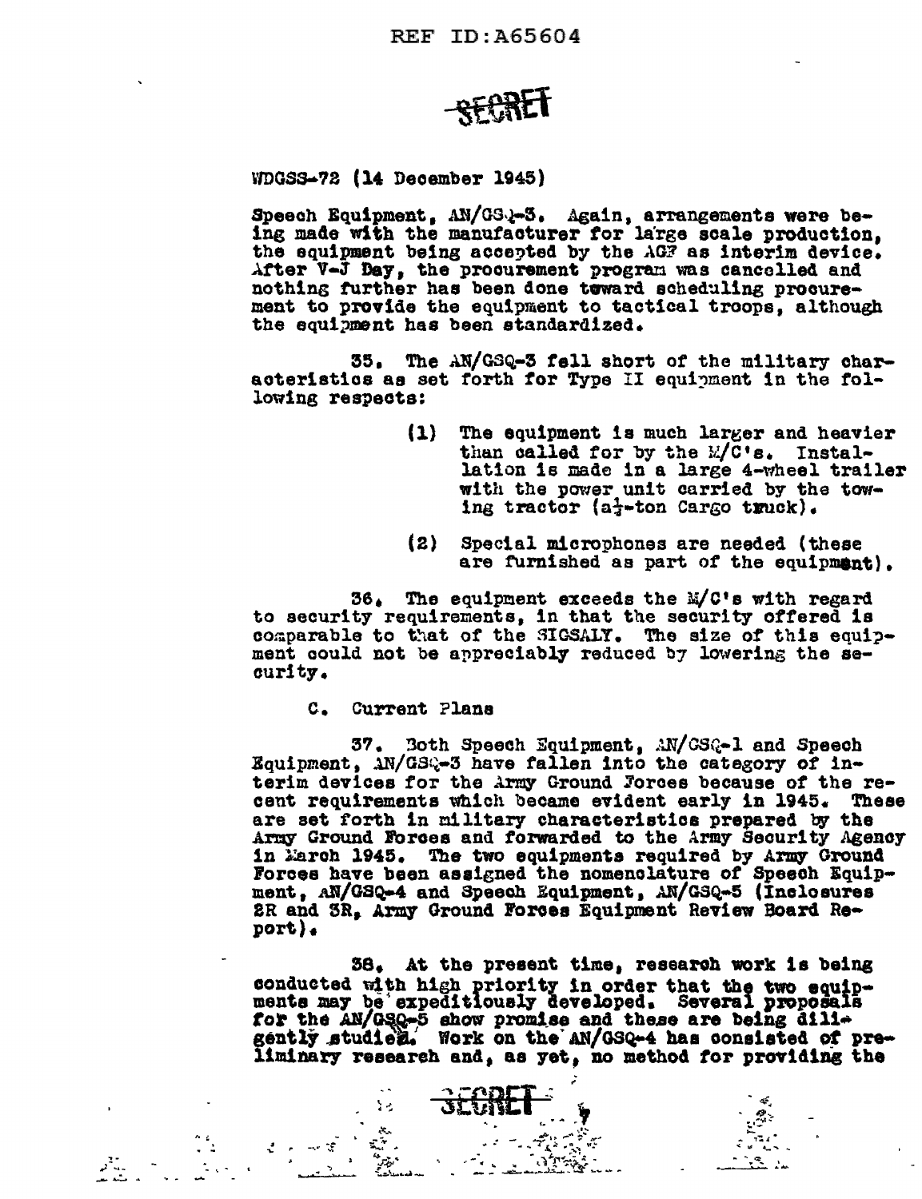WDGSS-72 (14 December 1945)

Speech Equipment, AN/GSQ-3. Again, arrangements were being made with the manufacturer for large scale production, the equipment being accepted by the AGF as interim device. After V-J Day, the procurement program was cancelled and nothing further has been done toward scheduling procurement to provide the equipment to tactical troops, although the equipment has been standardized.

35. The AN/GSQ-3 fell short of the military characteristics as set forth for Type II equipment in the following respects:

(1) The equipment is much larger and heavier than called for by the M/C's. Installation is made in a large 4-wheel trailer with the power unit carried by the towing tractor (a½-ton Cargo truck).

(2) Special microphones are needed (these are furnished as part of the equipment).

36. The equipment exceeds the M/C's with regard to security requirements, in that the security offered is comparable to that of the SIGSALY. The size of this equipment could not be appreciably reduced by lowering the security.

C. Current Plans

37. Both Speech Equipment, AN/GSQ-1 and Speech Equipment, AN/GSQ-3 have fallen into the category of interim devices for the Army Ground Forces because of the recent requirements which became evident early in 1945. These are set forth in military characteristics prepared by the Army Ground Forces and forwarded to the Army Security Agency in March 1945. The two equipments required by Army Ground Forces have been assigned the nomenclature of Speech Equipment, AN/GSQ-4 and Speech Equipment, AN/GSQ-5 (Inclosures 2R and 3R, Army Ground Forces Equipment Review Board Report).

38. At the present time, research work is being conducted with high priority in order that the two equipments may be expeditiously developed. Several proposals for the AN/GSQ-5 show promise and these are being diligently studied. Work on the AN/GSQ-4 has consisted of preliminary research and, as yet, no method for providing the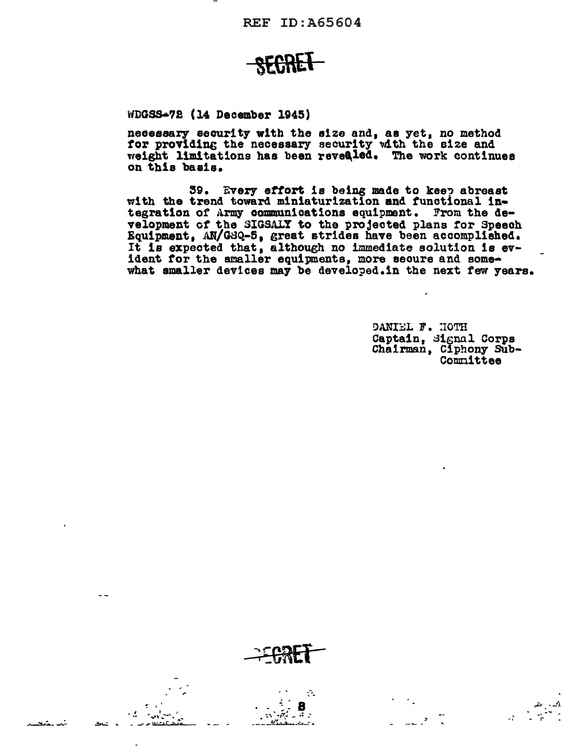SECRET

WDGSS-72 (14 December 1945)

necessary security with the size and, as yet, no method for providing the necessary security with the size and weight limitations has been revealed. The work continues on this basis.

39. Every effort is being made to keep abreast with the trend toward miniaturization and functional integration of Army communications equipment. From the development of the SIGSALY to the projected plans for Speech Equipment, AN/GSQ-5, great strides have been accomplished. It is expected that, although no immediate solution is evident for the smaller equipments, more secure and somewhat smaller devices may be developed.in the next few years.

DANIEL F. HOTH
Captain, Signal Corps
Chairman, Ciphony Sub-Committee

SECRET